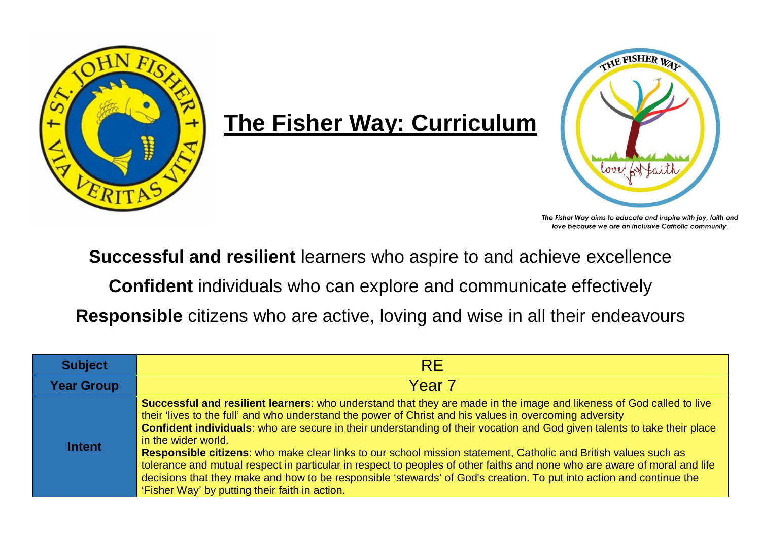# The Fisher Way: Curriculum

*The Fisher Way aims to educate and inspire with joy, faith and love because we are an inclusive Catholic community.*

**Successful and resilient** learners who aspire to and achieve excellence

**Confident** individuals who can explore and communicate effectively

**Responsible** citizens who are active, loving and wise in all their endeavours

| **Subject** | RE |
|---|---|
| **Year Group** | Year 7 |
| **Intent** | **Successful and resilient learners**: who understand that they are made in the image and likeness of God called to live their 'lives to the full' and who understand the power of Christ and his values in overcoming adversity<br>**Confident individuals**: who are secure in their understanding of their vocation and God given talents to take their place in the wider world.<br>**Responsible citizens**: who make clear links to our school mission statement, Catholic and British values such as tolerance and mutual respect in particular in respect to peoples of other faiths and none who are aware of moral and life decisions that they make and how to be responsible 'stewards' of God's creation. To put into action and continue the 'Fisher Way' by putting their faith in action. |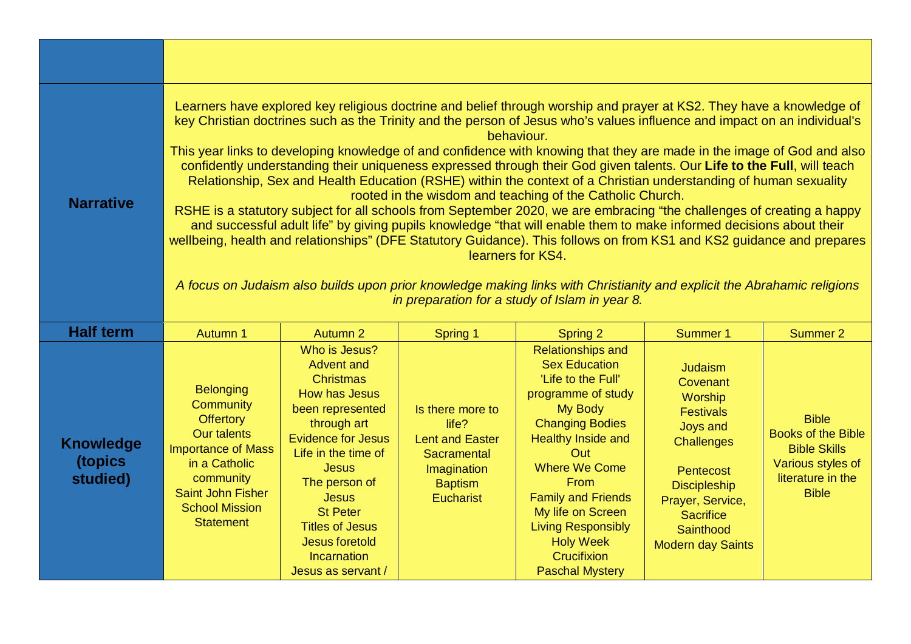| | | | | | | |
|---|---|---|---|---|---|---|
| **Narrative** | Learners have explored key religious doctrine and belief through worship and prayer at KS2. They have a knowledge of key Christian doctrines such as the Trinity and the person of Jesus who's values influence and impact on an individual's behaviour.<br>This year links to developing knowledge of and confidence with knowing that they are made in the image of God and also confidently understanding their uniqueness expressed through their God given talents. Our **Life to the Full**, will teach Relationship, Sex and Health Education (RSHE) within the context of a Christian understanding of human sexuality rooted in the wisdom and teaching of the Catholic Church.<br>RSHE is a statutory subject for all schools from September 2020, we are embracing "the challenges of creating a happy and successful adult life" by giving pupils knowledge "that will enable them to make informed decisions about their wellbeing, health and relationships" (DFE Statutory Guidance). This follows on from KS1 and KS2 guidance and prepares learners for KS4.<br><br>*A focus on Judaism also builds upon prior knowledge making links with Christianity and explicit the Abrahamic religions in preparation for a study of Islam in year 8.* | | | | | |
| **Half term** | Autumn 1 | Autumn 2 | Spring 1 | Spring 2 | Summer 1 | Summer 2 |
| **Knowledge (topics studied)** | Belonging<br>Community<br>Offertory<br>Our talents<br>Importance of Mass in a Catholic community<br>Saint John Fisher School Mission Statement | Who is Jesus?<br>Advent and Christmas<br>How has Jesus been represented through art<br>Evidence for Jesus<br>Life in the time of Jesus<br>The person of Jesus<br>St Peter<br>Titles of Jesus<br>Jesus foretold<br>Incarnation<br>Jesus as servant / | Is there more to life?<br>Lent and Easter<br>Sacramental Imagination<br>Baptism<br>Eucharist | Relationships and Sex Education<br>'Life to the Full' programme of study<br>My Body<br>Changing Bodies<br>Healthy Inside and Out<br>Where We Come From<br>Family and Friends<br>My life on Screen<br>Living Responsibly<br>Holy Week<br>Crucifixion<br>Paschal Mystery | Judaism<br>Covenant<br>Worship<br>Festivals<br>Joys and Challenges<br><br>Pentecost<br>Discipleship<br>Prayer, Service, Sacrifice<br>Sainthood<br>Modern day Saints | Bible<br>Books of the Bible<br>Bible Skills<br>Various styles of literature in the Bible |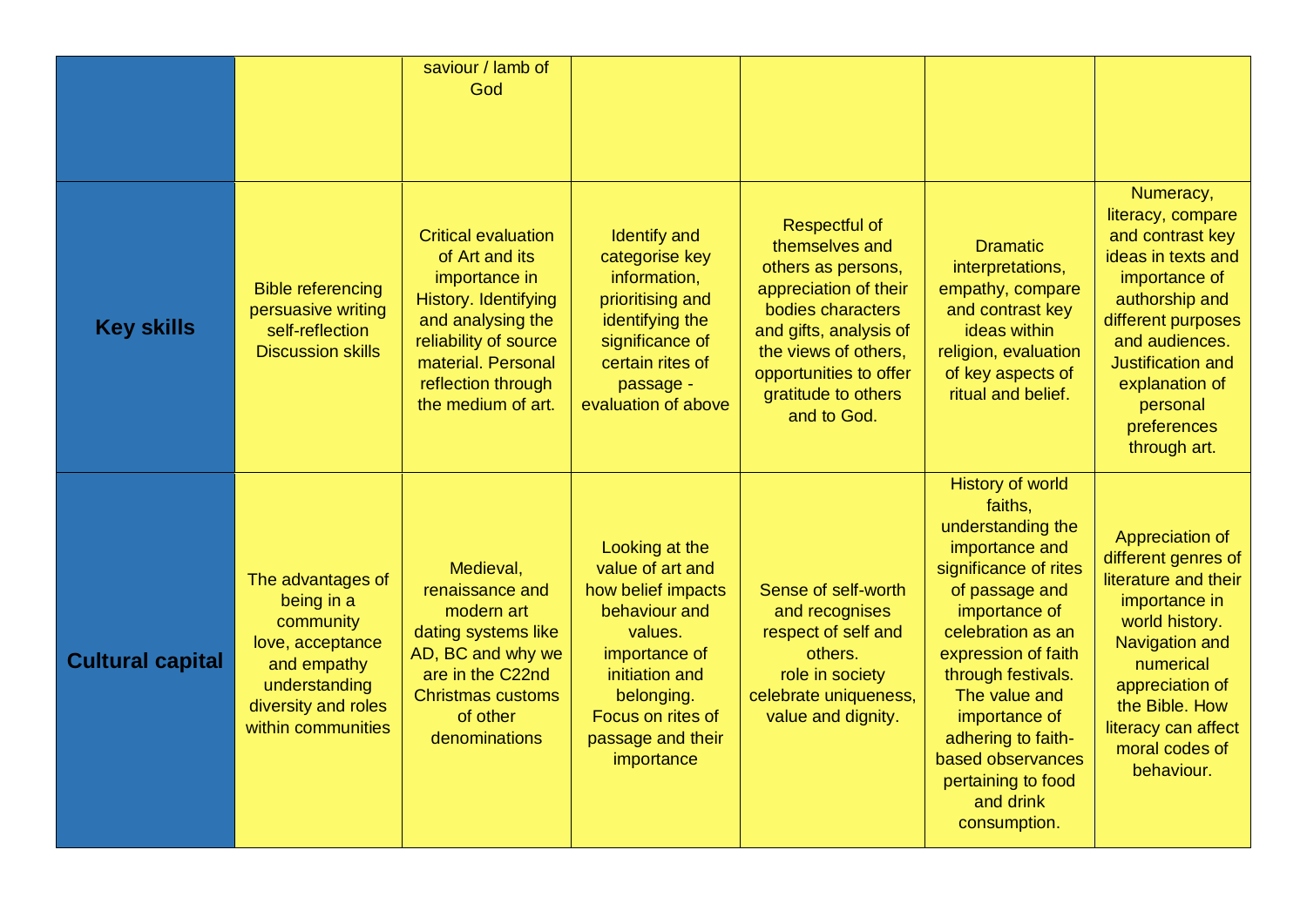|  |  |  |  |  |  |  |
|---|---|---|---|---|---|---|
|  |  | saviour / lamb of God |  |  |  |  |
| **Key skills** | Bible referencing persuasive writing self-reflection Discussion skills | Critical evaluation of Art and its importance in History. Identifying and analysing the reliability of source material. Personal reflection through the medium of art. | Identify and categorise key information, prioritising and identifying the significance of certain rites of passage - evaluation of above | Respectful of themselves and others as persons, appreciation of their bodies characters and gifts, analysis of the views of others, opportunities to offer gratitude to others and to God. | Dramatic interpretations, empathy, compare and contrast key ideas within religion, evaluation of key aspects of ritual and belief. | Numeracy, literacy, compare and contrast key ideas in texts and importance of authorship and different purposes and audiences. Justification and explanation of personal preferences through art. |
| **Cultural capital** | The advantages of being in a community love, acceptance and empathy understanding diversity and roles within communities | Medieval, renaissance and modern art dating systems like AD, BC and why we are in the C22nd Christmas customs of other denominations | Looking at the value of art and how belief impacts behaviour and values. importance of initiation and belonging. Focus on rites of passage and their importance | Sense of self-worth and recognises respect of self and others. role in society celebrate uniqueness, value and dignity. | History of world faiths, understanding the importance and significance of rites of passage and importance of celebration as an expression of faith through festivals. The value and importance of adhering to faith-based observances pertaining to food and drink consumption. | Appreciation of different genres of literature and their importance in world history. Navigation and numerical appreciation of the Bible. How literacy can affect moral codes of behaviour. |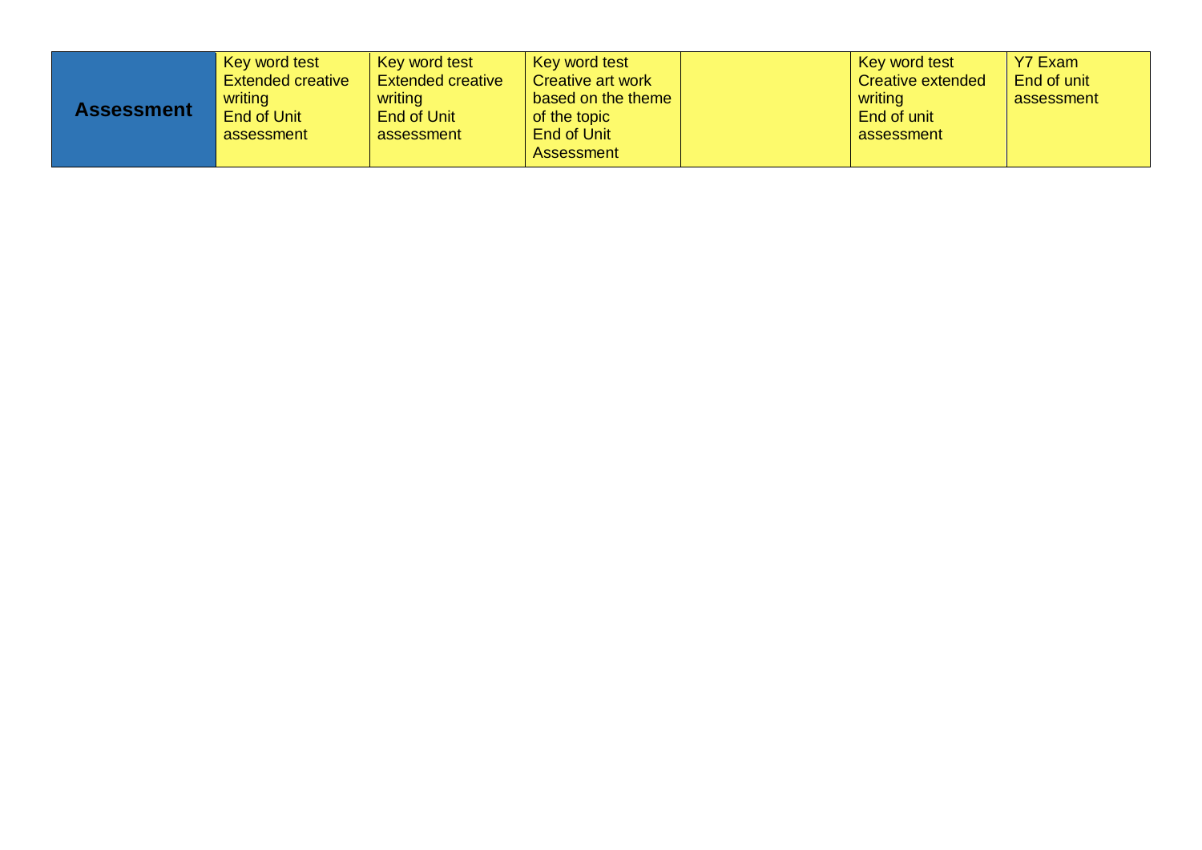| | | | | | | |
|---|---|---|---|---|---|---|
| **Assessment** | Key word test<br>Extended creative writing<br>End of Unit assessment | Key word test<br>Extended creative writing<br>End of Unit assessment | Key word test<br>Creative art work based on the theme of the topic<br>End of Unit Assessment | | Key word test<br>Creative extended writing<br>End of unit assessment | Y7 Exam<br>End of unit assessment |